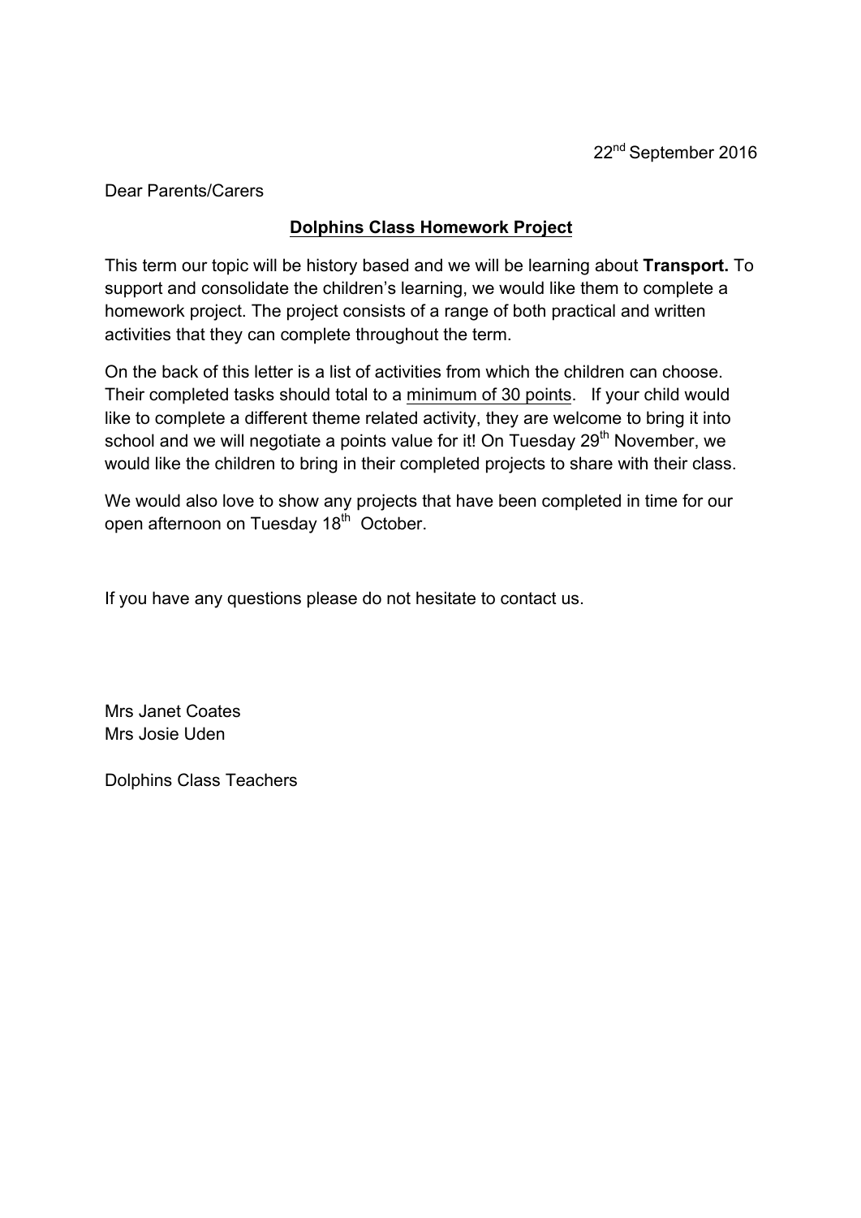22nd September 2016

Dear Parents/Carers

## Dolphins Class Homework Project

This term our topic will be history based and we will be learning about **Transport.** To support and consolidate the children's learning, we would like them to complete a homework project. The project consists of a range of both practical and written activities that they can complete throughout the term.

On the back of this letter is a list of activities from which the children can choose. Their completed tasks should total to a minimum of 30 points. If your child would like to complete a different theme related activity, they are welcome to bring it into school and we will negotiate a points value for it! On Tuesday 29th November, we would like the children to bring in their completed projects to share with their class.

We would also love to show any projects that have been completed in time for our open afternoon on Tuesday 18th October.

If you have any questions please do not hesitate to contact us.

Mrs Janet Coates
Mrs Josie Uden

Dolphins Class Teachers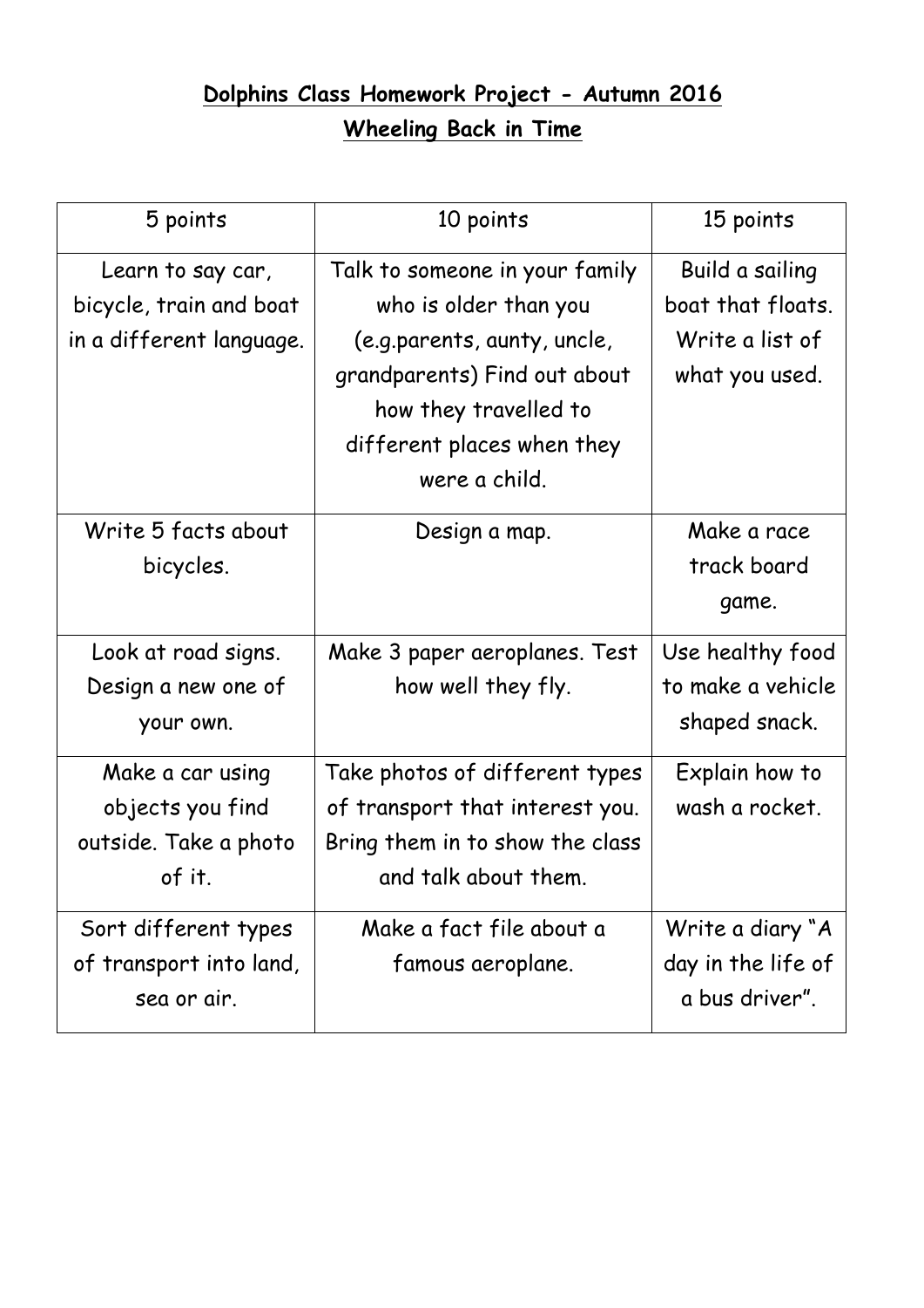**Dolphins Class Homework Project - Autumn 2016**

**Wheeling Back in Time**

| 5 points | 10 points | 15 points |
|---|---|---|
| Learn to say car, bicycle, train and boat in a different language. | Talk to someone in your family who is older than you (e.g.parents, aunty, uncle, grandparents) Find out about how they travelled to different places when they were a child. | Build a sailing boat that floats. Write a list of what you used. |
| Write 5 facts about bicycles. | Design a map. | Make a race track board game. |
| Look at road signs. Design a new one of your own. | Make 3 paper aeroplanes. Test how well they fly. | Use healthy food to make a vehicle shaped snack. |
| Make a car using objects you find outside. Take a photo of it. | Take photos of different types of transport that interest you. Bring them in to show the class and talk about them. | Explain how to wash a rocket. |
| Sort different types of transport into land, sea or air. | Make a fact file about a famous aeroplane. | Write a diary "A day in the life of a bus driver". |